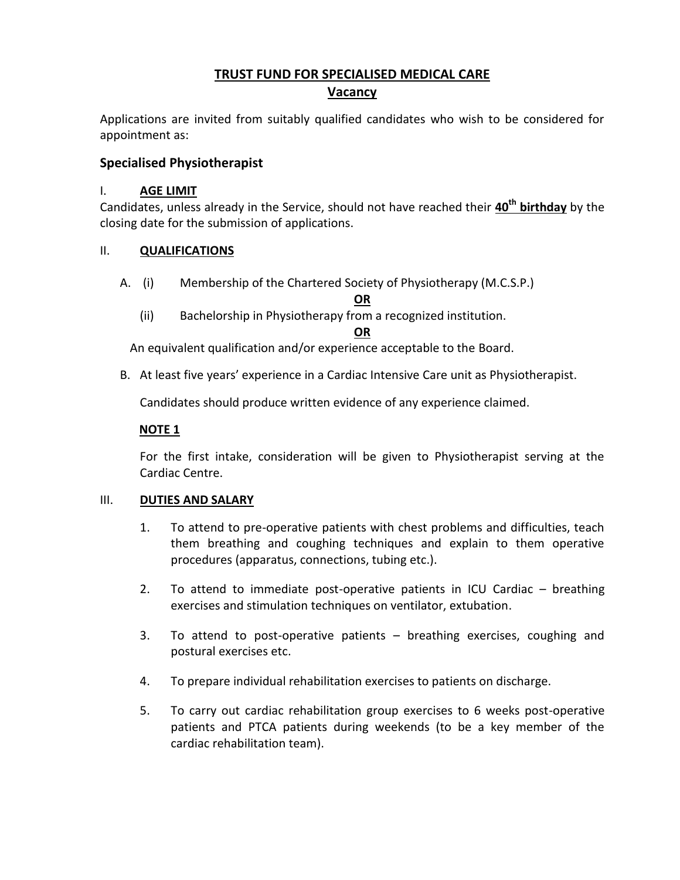# TRUST FUND FOR SPECIALISED MEDICAL CARE

## Vacancy

Applications are invited from suitably qualified candidates who wish to be considered for appointment as:

### Specialised Physiotherapist

I. **AGE LIMIT**

Candidates, unless already in the Service, should not have reached their **40th birthday** by the closing date for the submission of applications.

II. **QUALIFICATIONS**

A. (i) Membership of the Chartered Society of Physiotherapy (M.C.S.P.)

**OR**

(ii) Bachelorship in Physiotherapy from a recognized institution.

**OR**

An equivalent qualification and/or experience acceptable to the Board.

B. At least five years' experience in a Cardiac Intensive Care unit as Physiotherapist.

Candidates should produce written evidence of any experience claimed.

**NOTE 1**

For the first intake, consideration will be given to Physiotherapist serving at the Cardiac Centre.

III. **DUTIES AND SALARY**

1. To attend to pre-operative patients with chest problems and difficulties, teach them breathing and coughing techniques and explain to them operative procedures (apparatus, connections, tubing etc.).

2. To attend to immediate post-operative patients in ICU Cardiac – breathing exercises and stimulation techniques on ventilator, extubation.

3. To attend to post-operative patients – breathing exercises, coughing and postural exercises etc.

4. To prepare individual rehabilitation exercises to patients on discharge.

5. To carry out cardiac rehabilitation group exercises to 6 weeks post-operative patients and PTCA patients during weekends (to be a key member of the cardiac rehabilitation team).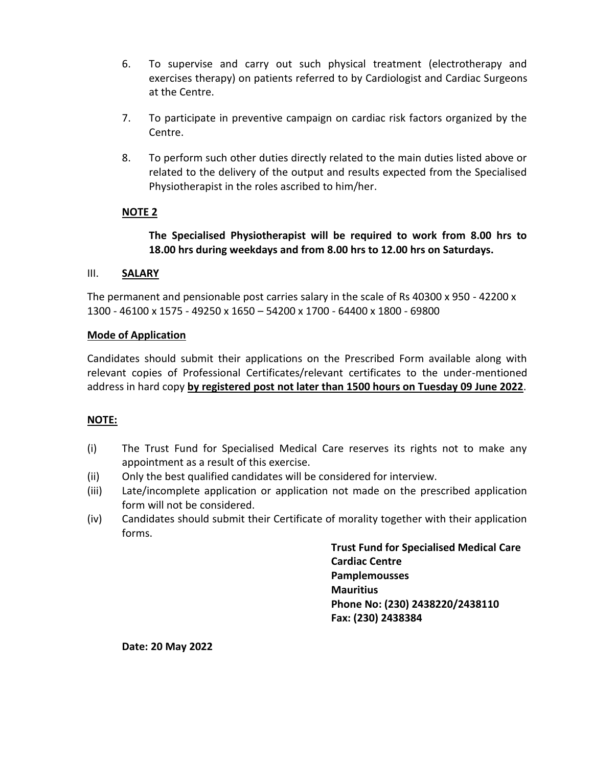6. To supervise and carry out such physical treatment (electrotherapy and exercises therapy) on patients referred to by Cardiologist and Cardiac Surgeons at the Centre.

7. To participate in preventive campaign on cardiac risk factors organized by the Centre.

8. To perform such other duties directly related to the main duties listed above or related to the delivery of the output and results expected from the Specialised Physiotherapist in the roles ascribed to him/her.

**NOTE 2**

**The Specialised Physiotherapist will be required to work from 8.00 hrs to 18.00 hrs during weekdays and from 8.00 hrs to 12.00 hrs on Saturdays.**

## III. SALARY

The permanent and pensionable post carries salary in the scale of Rs 40300 x 950 - 42200 x 1300 - 46100 x 1575 - 49250 x 1650 – 54200 x 1700 - 64400 x 1800 - 69800

**Mode of Application**

Candidates should submit their applications on the Prescribed Form available along with relevant copies of Professional Certificates/relevant certificates to the under-mentioned address in hard copy **by registered post not later than 1500 hours on Tuesday 09 June 2022**.

**NOTE:**

(i) The Trust Fund for Specialised Medical Care reserves its rights not to make any appointment as a result of this exercise.
(ii) Only the best qualified candidates will be considered for interview.
(iii) Late/incomplete application or application not made on the prescribed application form will not be considered.
(iv) Candidates should submit their Certificate of morality together with their application forms.

**Trust Fund for Specialised Medical Care**
**Cardiac Centre**
**Pamplemousses**
**Mauritius**
**Phone No: (230) 2438220/2438110**
**Fax: (230) 2438384**

**Date: 20 May 2022**